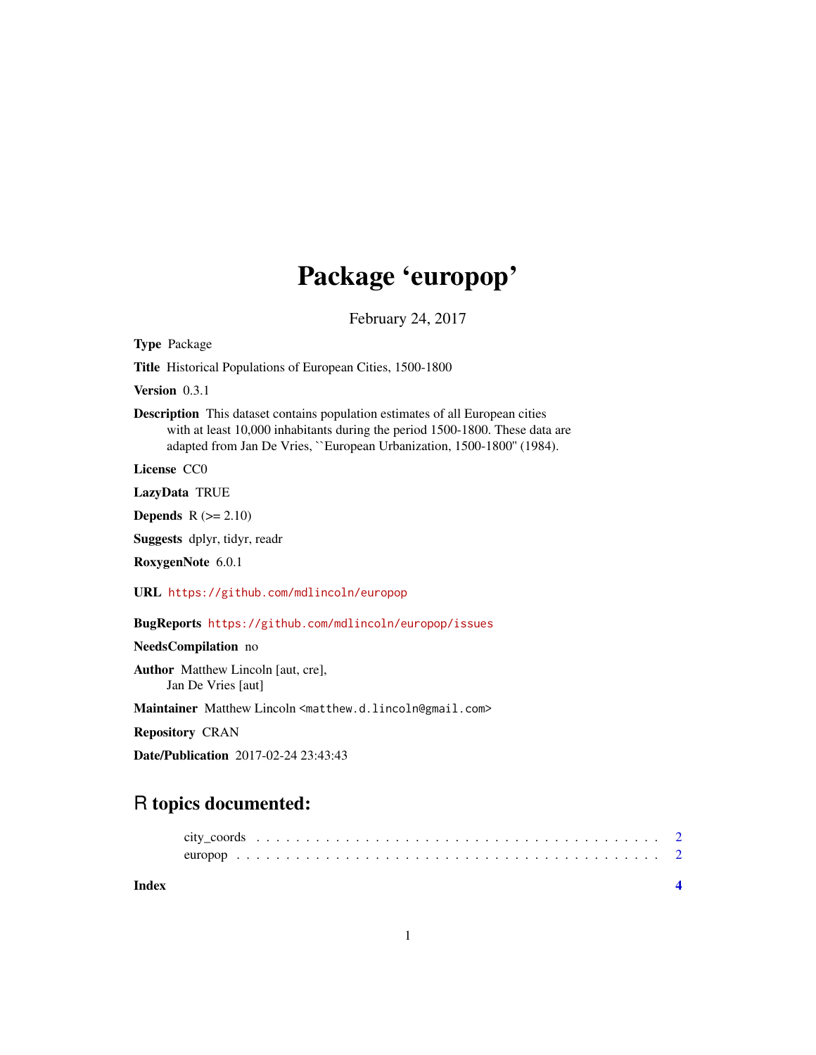# Package 'europop'

February 24, 2017

**Type** Package

**Title** Historical Populations of European Cities, 1500-1800

**Version** 0.3.1

**Description** This dataset contains population estimates of all European cities with at least 10,000 inhabitants during the period 1500-1800. These data are adapted from Jan De Vries, ``European Urbanization, 1500-1800'' (1984).

**License** CC0

**LazyData** TRUE

**Depends** R (>= 2.10)

**Suggests** dplyr, tidyr, readr

**RoxygenNote** 6.0.1

**URL** https://github.com/mdlincoln/europop

**BugReports** https://github.com/mdlincoln/europop/issues

**NeedsCompilation** no

**Author** Matthew Lincoln [aut, cre], Jan De Vries [aut]

**Maintainer** Matthew Lincoln <matthew.d.lincoln@gmail.com>

**Repository** CRAN

**Date/Publication** 2017-02-24 23:43:43

## R topics documented:

- city_coords . . . . . . . . . . . . . . . . . . . . . . . . . . . . . . . . . . . . . . . . 2
- europop . . . . . . . . . . . . . . . . . . . . . . . . . . . . . . . . . . . . . . . . . . 2

**Index** **4**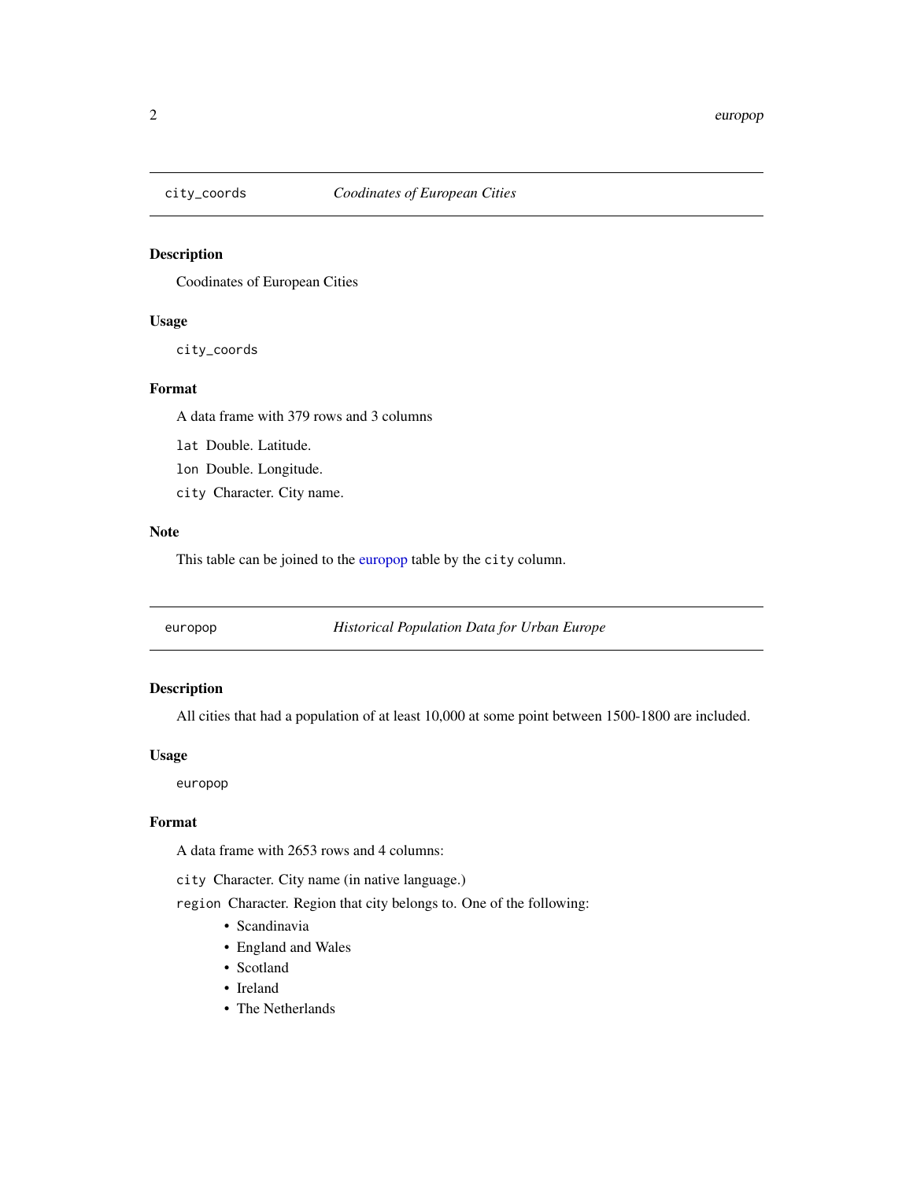## city_coords — *Coodinates of European Cities*

### Description

Coodinates of European Cities

### Usage

```
city_coords
```

### Format

A data frame with 379 rows and 3 columns

- `lat` Double. Latitude.
- `lon` Double. Longitude.
- `city` Character. City name.

### Note

This table can be joined to the europop table by the `city` column.

## europop — *Historical Population Data for Urban Europe*

### Description

All cities that had a population of at least 10,000 at some point between 1500-1800 are included.

### Usage

```
europop
```

### Format

A data frame with 2653 rows and 4 columns:

- `city` Character. City name (in native language.)
- `region` Character. Region that city belongs to. One of the following:
  - Scandinavia
  - England and Wales
  - Scotland
  - Ireland
  - The Netherlands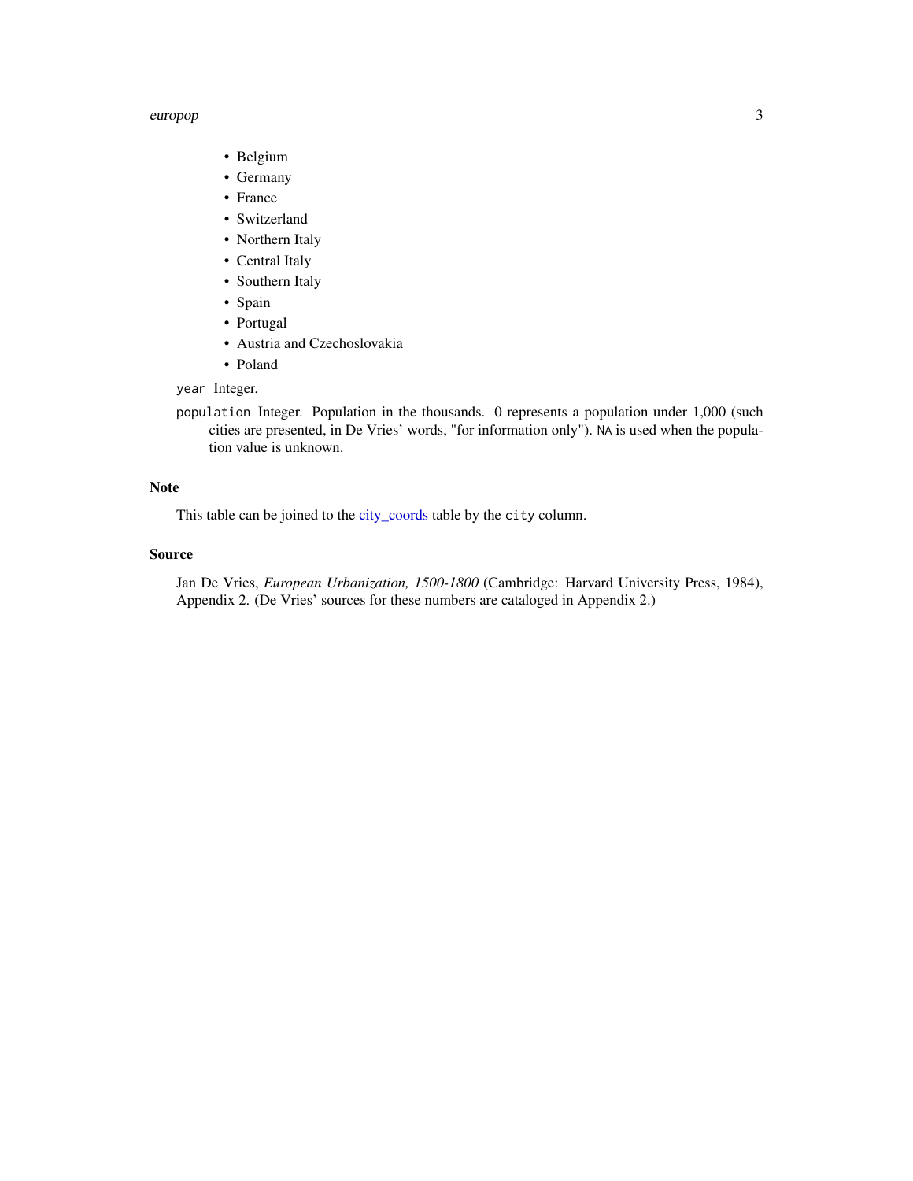- Belgium
- Germany
- France
- Switzerland
- Northern Italy
- Central Italy
- Southern Italy
- Spain
- Portugal
- Austria and Czechoslovakia
- Poland

`year` Integer.

`population` Integer. Population in the thousands. 0 represents a population under 1,000 (such cities are presented, in De Vries' words, "for information only"). `NA` is used when the population value is unknown.

### Note

This table can be joined to the city_coords table by the `city` column.

### Source

Jan De Vries, *European Urbanization, 1500-1800* (Cambridge: Harvard University Press, 1984), Appendix 2. (De Vries' sources for these numbers are cataloged in Appendix 2.)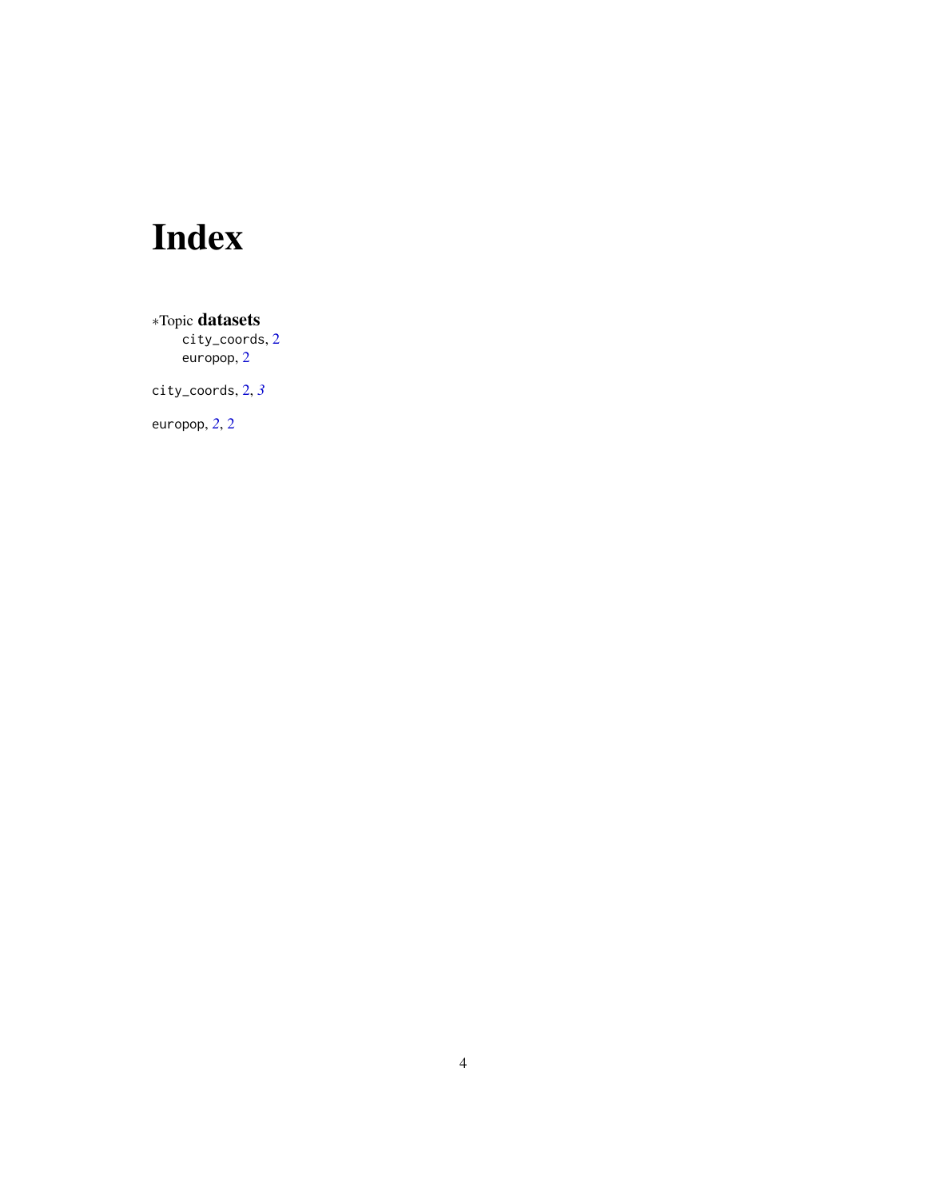# Index

∗Topic **datasets**
- city_coords, 2
- europop, 2

city_coords, 2, *3*

europop, *2*, 2